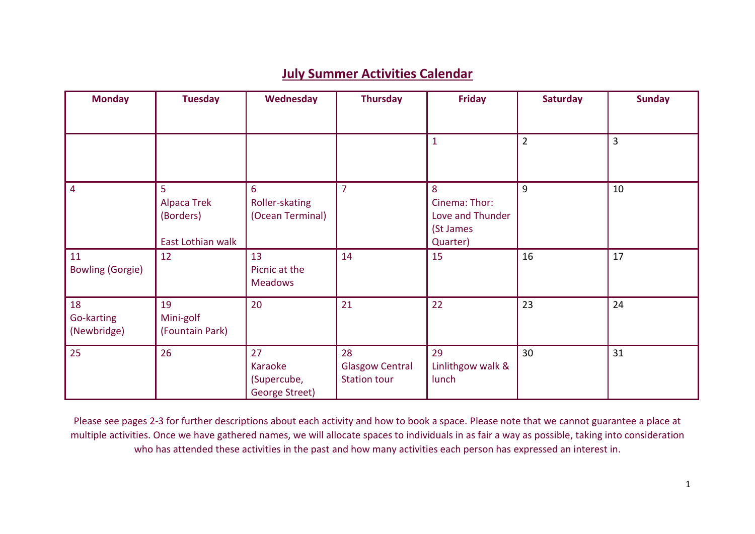## July Summer Activities Calendar

| Monday | Tuesday | Wednesday | Thursday | Friday | Saturday | Sunday |
|---|---|---|---|---|---|---|
| | | | | 1 | 2 | 3 |
| 4 | 5<br>Alpaca Trek (Borders)<br><br>East Lothian walk | 6<br>Roller-skating (Ocean Terminal) | 7 | 8<br>Cinema: Thor: Love and Thunder (St James Quarter) | 9 | 10 |
| 11<br>Bowling (Gorgie) | 12 | 13<br>Picnic at the Meadows | 14 | 15 | 16 | 17 |
| 18<br>Go-karting (Newbridge) | 19<br>Mini-golf (Fountain Park) | 20 | 21 | 22 | 23 | 24 |
| 25 | 26 | 27<br>Karaoke (Supercube, George Street) | 28<br>Glasgow Central Station tour | 29<br>Linlithgow walk & lunch | 30 | 31 |

Please see pages 2-3 for further descriptions about each activity and how to book a space. Please note that we cannot guarantee a place at multiple activities. Once we have gathered names, we will allocate spaces to individuals in as fair a way as possible, taking into consideration who has attended these activities in the past and how many activities each person has expressed an interest in.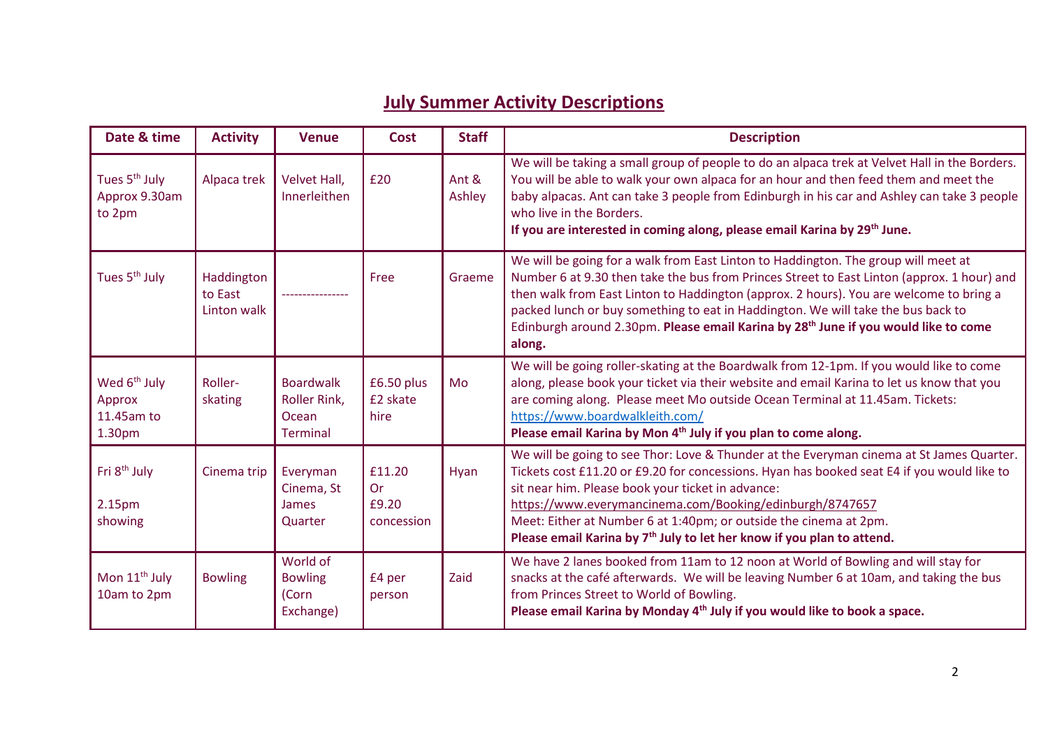# July Summer Activity Descriptions

| Date & time | Activity | Venue | Cost | Staff | Description |
|---|---|---|---|---|---|
| Tues 5th July Approx 9.30am to 2pm | Alpaca trek | Velvet Hall, Innerleithen | £20 | Ant & Ashley | We will be taking a small group of people to do an alpaca trek at Velvet Hall in the Borders. You will be able to walk your own alpaca for an hour and then feed them and meet the baby alpacas. Ant can take 3 people from Edinburgh in his car and Ashley can take 3 people who live in the Borders. **If you are interested in coming along, please email Karina by 29th June.** |
| Tues 5th July | Haddington to East Linton walk | ---------------- | Free | Graeme | We will be going for a walk from East Linton to Haddington. The group will meet at Number 6 at 9.30 then take the bus from Princes Street to East Linton (approx. 1 hour) and then walk from East Linton to Haddington (approx. 2 hours). You are welcome to bring a packed lunch or buy something to eat in Haddington. We will take the bus back to Edinburgh around 2.30pm. **Please email Karina by 28th June if you would like to come along.** |
| Wed 6th July Approx 11.45am to 1.30pm | Roller-skating | Boardwalk Roller Rink, Ocean Terminal | £6.50 plus £2 skate hire | Mo | We will be going roller-skating at the Boardwalk from 12-1pm. If you would like to come along, please book your ticket via their website and email Karina to let us know that you are coming along. Please meet Mo outside Ocean Terminal at 11.45am. Tickets: https://www.boardwalkleith.com/ **Please email Karina by Mon 4th July if you plan to come along.** |
| Fri 8th July 2.15pm showing | Cinema trip | Everyman Cinema, St James Quarter | £11.20 Or £9.20 concession | Hyan | We will be going to see Thor: Love & Thunder at the Everyman cinema at St James Quarter. Tickets cost £11.20 or £9.20 for concessions. Hyan has booked seat E4 if you would like to sit near him. Please book your ticket in advance: https://www.everymancinema.com/Booking/edinburgh/8747657 Meet: Either at Number 6 at 1:40pm; or outside the cinema at 2pm. **Please email Karina by 7th July to let her know if you plan to attend.** |
| Mon 11th July 10am to 2pm | Bowling | World of Bowling (Corn Exchange) | £4 per person | Zaid | We have 2 lanes booked from 11am to 12 noon at World of Bowling and will stay for snacks at the café afterwards. We will be leaving Number 6 at 10am, and taking the bus from Princes Street to World of Bowling. **Please email Karina by Monday 4th July if you would like to book a space.** |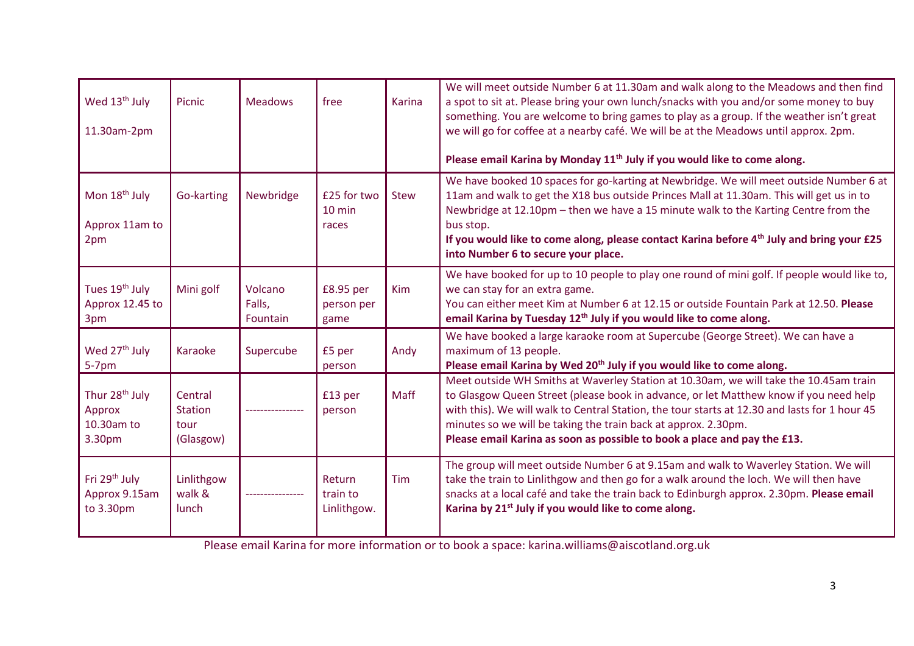| | | | | | |
|---|---|---|---|---|---|
| Wed 13th July<br><br>11.30am-2pm | Picnic | Meadows | free | Karina | We will meet outside Number 6 at 11.30am and walk along to the Meadows and then find a spot to sit at. Please bring your own lunch/snacks with you and/or some money to buy something. You are welcome to bring games to play as a group. If the weather isn't great we will go for coffee at a nearby café. We will be at the Meadows until approx. 2pm.<br><br>**Please email Karina by Monday 11th July if you would like to come along.** |
| Mon 18th July<br><br>Approx 11am to 2pm | Go-karting | Newbridge | £25 for two 10 min races | Stew | We have booked 10 spaces for go-karting at Newbridge. We will meet outside Number 6 at 11am and walk to get the X18 bus outside Princes Mall at 11.30am. This will get us in to Newbridge at 12.10pm – then we have a 15 minute walk to the Karting Centre from the bus stop.<br>**If you would like to come along, please contact Karina before 4th July and bring your £25 into Number 6 to secure your place.** |
| Tues 19th July<br>Approx 12.45 to 3pm | Mini golf | Volcano Falls, Fountain | £8.95 per person per game | Kim | We have booked for up to 10 people to play one round of mini golf. If people would like to, we can stay for an extra game.<br>You can either meet Kim at Number 6 at 12.15 or outside Fountain Park at 12.50. **Please email Karina by Tuesday 12th July if you would like to come along.** |
| Wed 27th July<br>5-7pm | Karaoke | Supercube | £5 per person | Andy | We have booked a large karaoke room at Supercube (George Street). We can have a maximum of 13 people.<br>**Please email Karina by Wed 20th July if you would like to come along.** |
| Thur 28th July<br>Approx 10.30am to 3.30pm | Central Station tour (Glasgow) | --------------- | £13 per person | Maff | Meet outside WH Smiths at Waverley Station at 10.30am, we will take the 10.45am train to Glasgow Queen Street (please book in advance, or let Matthew know if you need help with this). We will walk to Central Station, the tour starts at 12.30 and lasts for 1 hour 45 minutes so we will be taking the train back at approx. 2.30pm.<br>**Please email Karina as soon as possible to book a place and pay the £13.** |
| Fri 29th July<br>Approx 9.15am to 3.30pm | Linlithgow walk & lunch | --------------- | Return train to Linlithgow. | Tim | The group will meet outside Number 6 at 9.15am and walk to Waverley Station. We will take the train to Linlithgow and then go for a walk around the loch. We will then have snacks at a local café and take the train back to Edinburgh approx. 2.30pm. **Please email Karina by 21st July if you would like to come along.** |

Please email Karina for more information or to book a space: karina.williams@aiscotland.org.uk